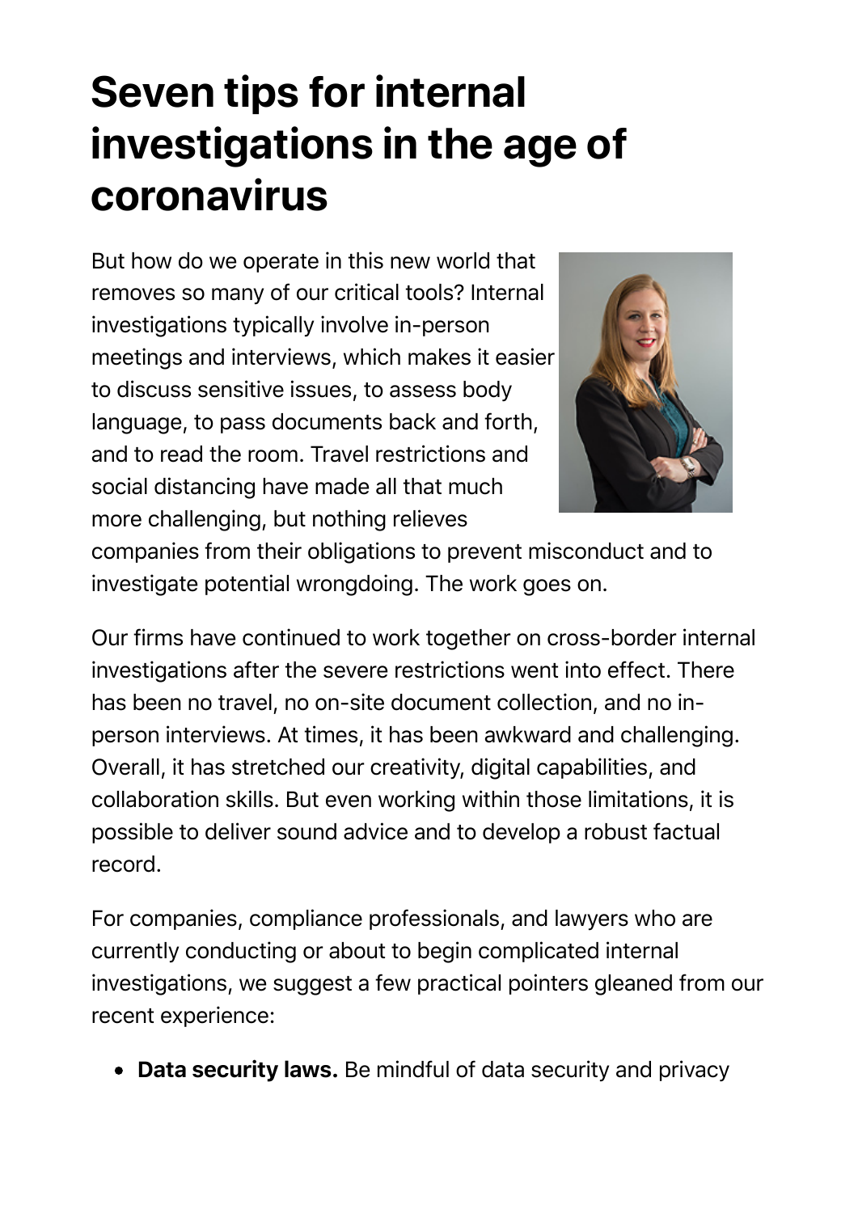# Seven tips for internal investigations in the age of coronavirus

But how do we operate in this new world that removes so many of our critical tools? Internal investigations typically involve in-person meetings and interviews, which makes it easier to discuss sensitive issues, to assess body language, to pass documents back and forth, and to read the room. Travel restrictions and social distancing have made all that much more challenging, but nothing relieves companies from their obligations to prevent misconduct and to investigate potential wrongdoing. The work goes on.

Our firms have continued to work together on cross-border internal investigations after the severe restrictions went into effect. There has been no travel, no on-site document collection, and no in-person interviews. At times, it has been awkward and challenging. Overall, it has stretched our creativity, digital capabilities, and collaboration skills. But even working within those limitations, it is possible to deliver sound advice and to develop a robust factual record.

For companies, compliance professionals, and lawyers who are currently conducting or about to begin complicated internal investigations, we suggest a few practical pointers gleaned from our recent experience:

- **Data security laws.** Be mindful of data security and privacy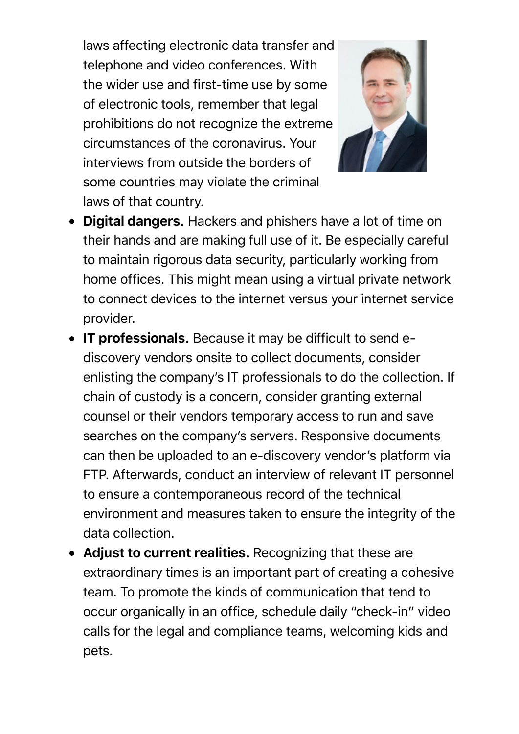laws affecting electronic data transfer and telephone and video conferences. With the wider use and first-time use by some of electronic tools, remember that legal prohibitions do not recognize the extreme circumstances of the coronavirus. Your interviews from outside the borders of some countries may violate the criminal laws of that country.

- **Digital dangers.** Hackers and phishers have a lot of time on their hands and are making full use of it. Be especially careful to maintain rigorous data security, particularly working from home offices. This might mean using a virtual private network to connect devices to the internet versus your internet service provider.
- **IT professionals.** Because it may be difficult to send e-discovery vendors onsite to collect documents, consider enlisting the company's IT professionals to do the collection. If chain of custody is a concern, consider granting external counsel or their vendors temporary access to run and save searches on the company's servers. Responsive documents can then be uploaded to an e-discovery vendor's platform via FTP. Afterwards, conduct an interview of relevant IT personnel to ensure a contemporaneous record of the technical environment and measures taken to ensure the integrity of the data collection.
- **Adjust to current realities.** Recognizing that these are extraordinary times is an important part of creating a cohesive team. To promote the kinds of communication that tend to occur organically in an office, schedule daily "check-in" video calls for the legal and compliance teams, welcoming kids and pets.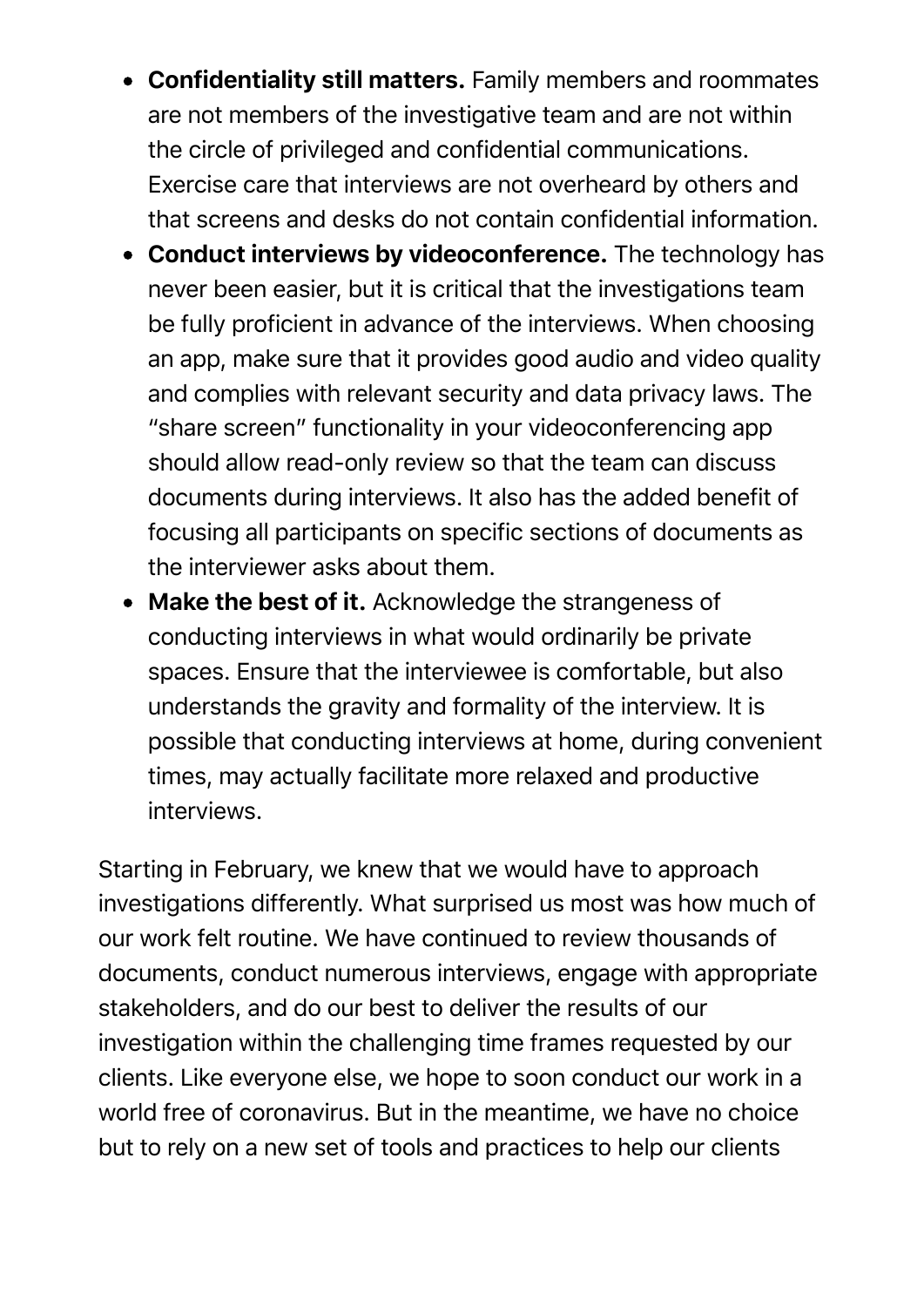- **Confidentiality still matters.** Family members and roommates are not members of the investigative team and are not within the circle of privileged and confidential communications. Exercise care that interviews are not overheard by others and that screens and desks do not contain confidential information.
- **Conduct interviews by videoconference.** The technology has never been easier, but it is critical that the investigations team be fully proficient in advance of the interviews. When choosing an app, make sure that it provides good audio and video quality and complies with relevant security and data privacy laws. The "share screen" functionality in your videoconferencing app should allow read-only review so that the team can discuss documents during interviews. It also has the added benefit of focusing all participants on specific sections of documents as the interviewer asks about them.
- **Make the best of it.** Acknowledge the strangeness of conducting interviews in what would ordinarily be private spaces. Ensure that the interviewee is comfortable, but also understands the gravity and formality of the interview. It is possible that conducting interviews at home, during convenient times, may actually facilitate more relaxed and productive interviews.

Starting in February, we knew that we would have to approach investigations differently. What surprised us most was how much of our work felt routine. We have continued to review thousands of documents, conduct numerous interviews, engage with appropriate stakeholders, and do our best to deliver the results of our investigation within the challenging time frames requested by our clients. Like everyone else, we hope to soon conduct our work in a world free of coronavirus. But in the meantime, we have no choice but to rely on a new set of tools and practices to help our clients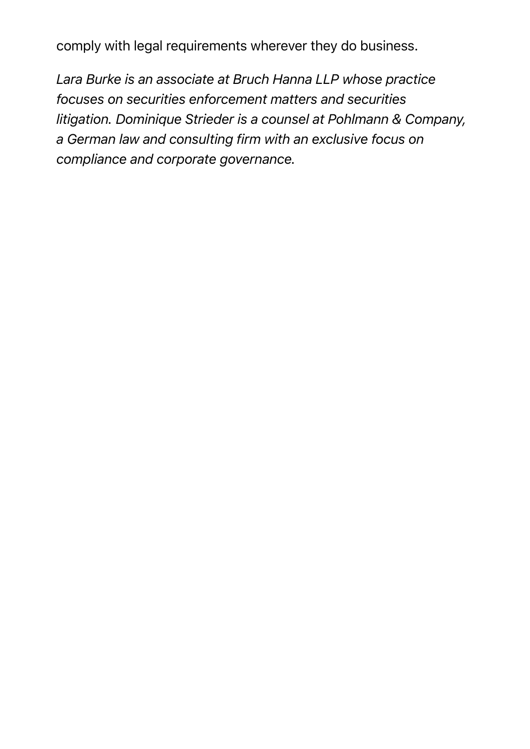comply with legal requirements wherever they do business.

*Lara Burke is an associate at Bruch Hanna LLP whose practice focuses on securities enforcement matters and securities litigation. Dominique Strieder is a counsel at Pohlmann & Company, a German law and consulting firm with an exclusive focus on compliance and corporate governance.*